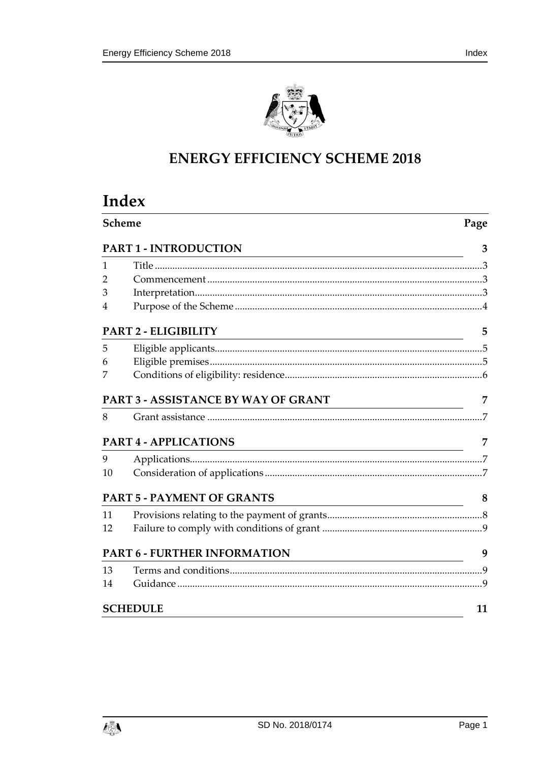# ENERGY EFFICIENCY SCHEME 2018

## Index

| Scheme | | Page |
|---|---|---|
| **PART 1 - INTRODUCTION** | | **3** |
| 1 | Title | 3 |
| 2 | Commencement | 3 |
| 3 | Interpretation | 3 |
| 4 | Purpose of the Scheme | 4 |
| **PART 2 - ELIGIBILITY** | | **5** |
| 5 | Eligible applicants | 5 |
| 6 | Eligible premises | 5 |
| 7 | Conditions of eligibility: residence | 6 |
| **PART 3 - ASSISTANCE BY WAY OF GRANT** | | **7** |
| 8 | Grant assistance | 7 |
| **PART 4 - APPLICATIONS** | | **7** |
| 9 | Applications | 7 |
| 10 | Consideration of applications | 7 |
| **PART 5 - PAYMENT OF GRANTS** | | **8** |
| 11 | Provisions relating to the payment of grants | 8 |
| 12 | Failure to comply with conditions of grant | 9 |
| **PART 6 - FURTHER INFORMATION** | | **9** |
| 13 | Terms and conditions | 9 |
| 14 | Guidance | 9 |
| **SCHEDULE** | | **11** |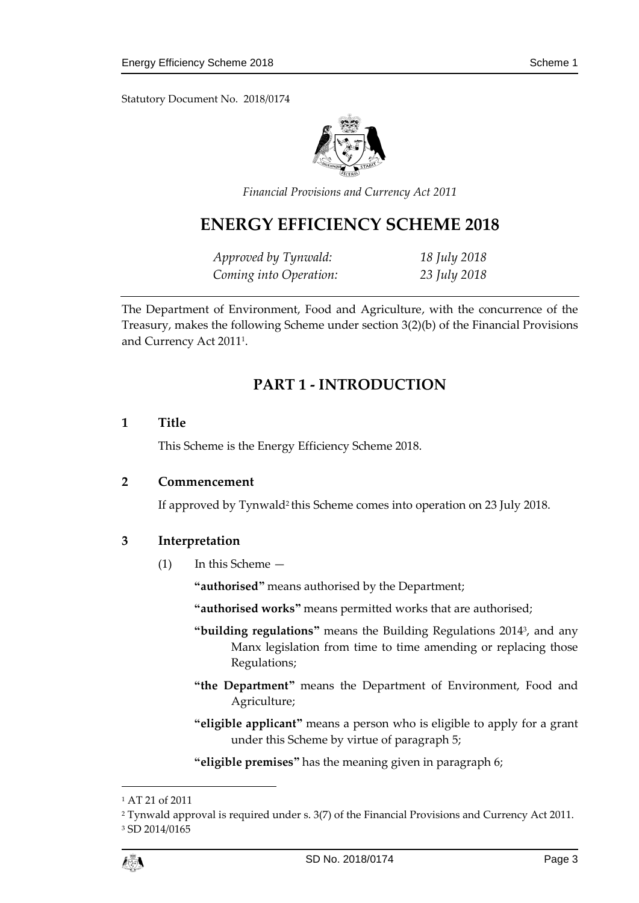Statutory Document No. 2018/0174

*Financial Provisions and Currency Act 2011*

# ENERGY EFFICIENCY SCHEME 2018

| | |
|---|---|
| *Approved by Tynwald:* | *18 July 2018* |
| *Coming into Operation:* | *23 July 2018* |

The Department of Environment, Food and Agriculture, with the concurrence of the Treasury, makes the following Scheme under section 3(2)(b) of the Financial Provisions and Currency Act 2011[1].

## PART 1 - INTRODUCTION

### 1 Title

This Scheme is the Energy Efficiency Scheme 2018.

### 2 Commencement

If approved by Tynwald[2] this Scheme comes into operation on 23 July 2018.

### 3 Interpretation

(1) In this Scheme —

**"authorised"** means authorised by the Department;

**"authorised works"** means permitted works that are authorised;

**"building regulations"** means the Building Regulations 2014[3], and any Manx legislation from time to time amending or replacing those Regulations;

**"the Department"** means the Department of Environment, Food and Agriculture;

**"eligible applicant"** means a person who is eligible to apply for a grant under this Scheme by virtue of paragraph 5;

**"eligible premises"** has the meaning given in paragraph 6;

---

[1] AT 21 of 2011

[2] Tynwald approval is required under s. 3(7) of the Financial Provisions and Currency Act 2011.

[3] SD 2014/0165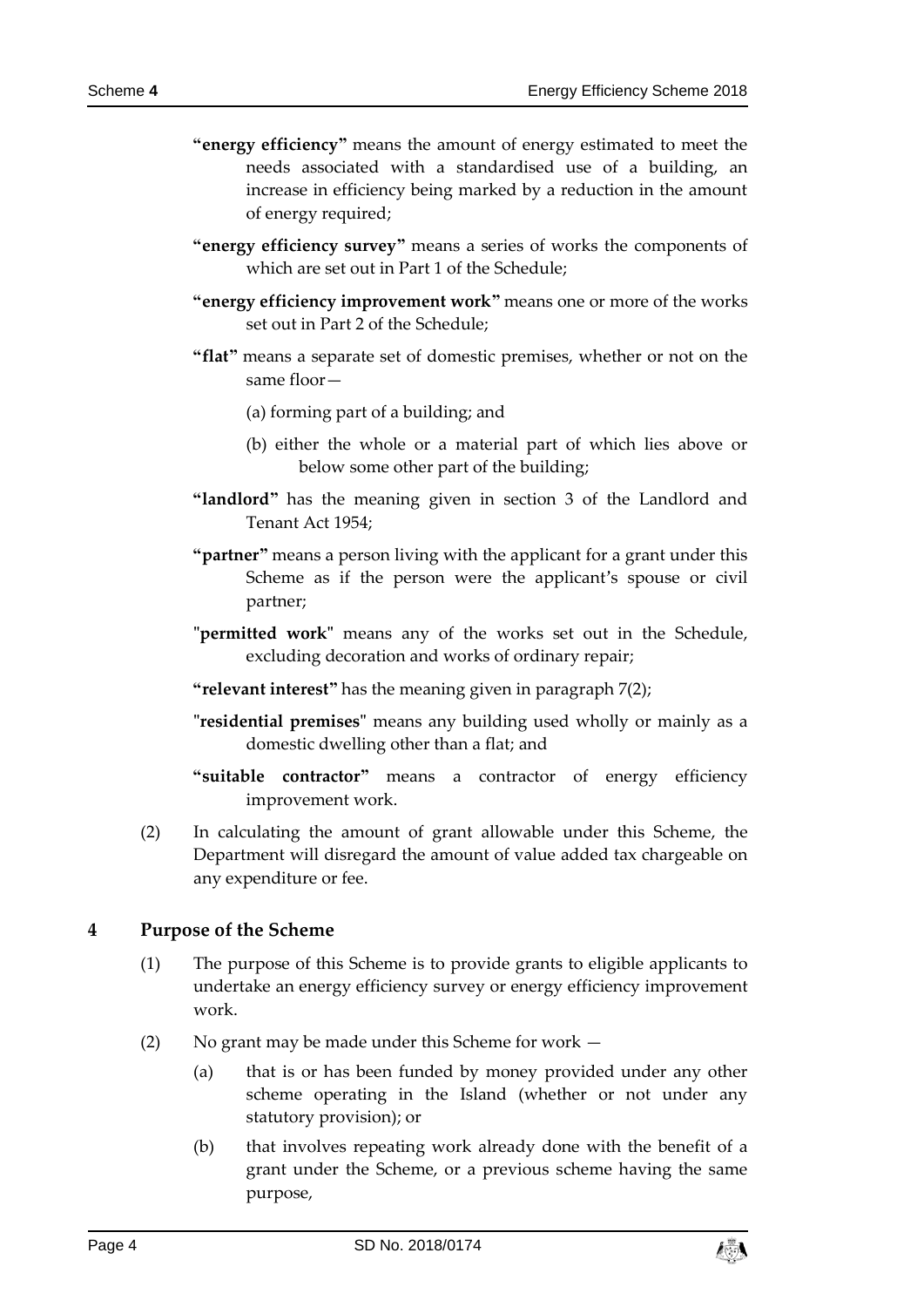**"energy efficiency"** means the amount of energy estimated to meet the needs associated with a standardised use of a building, an increase in efficiency being marked by a reduction in the amount of energy required;

**"energy efficiency survey"** means a series of works the components of which are set out in Part 1 of the Schedule;

**"energy efficiency improvement work"** means one or more of the works set out in Part 2 of the Schedule;

**"flat"** means a separate set of domestic premises, whether or not on the same floor—

(a) forming part of a building; and

(b) either the whole or a material part of which lies above or below some other part of the building;

**"landlord"** has the meaning given in section 3 of the Landlord and Tenant Act 1954;

**"partner"** means a person living with the applicant for a grant under this Scheme as if the person were the applicant's spouse or civil partner;

"**permitted work**" means any of the works set out in the Schedule, excluding decoration and works of ordinary repair;

**"relevant interest"** has the meaning given in paragraph 7(2);

"**residential premises**" means any building used wholly or mainly as a domestic dwelling other than a flat; and

**"suitable contractor"** means a contractor of energy efficiency improvement work.

(2) In calculating the amount of grant allowable under this Scheme, the Department will disregard the amount of value added tax chargeable on any expenditure or fee.

## 4 Purpose of the Scheme

(1) The purpose of this Scheme is to provide grants to eligible applicants to undertake an energy efficiency survey or energy efficiency improvement work.

(2) No grant may be made under this Scheme for work —

(a) that is or has been funded by money provided under any other scheme operating in the Island (whether or not under any statutory provision); or

(b) that involves repeating work already done with the benefit of a grant under the Scheme, or a previous scheme having the same purpose,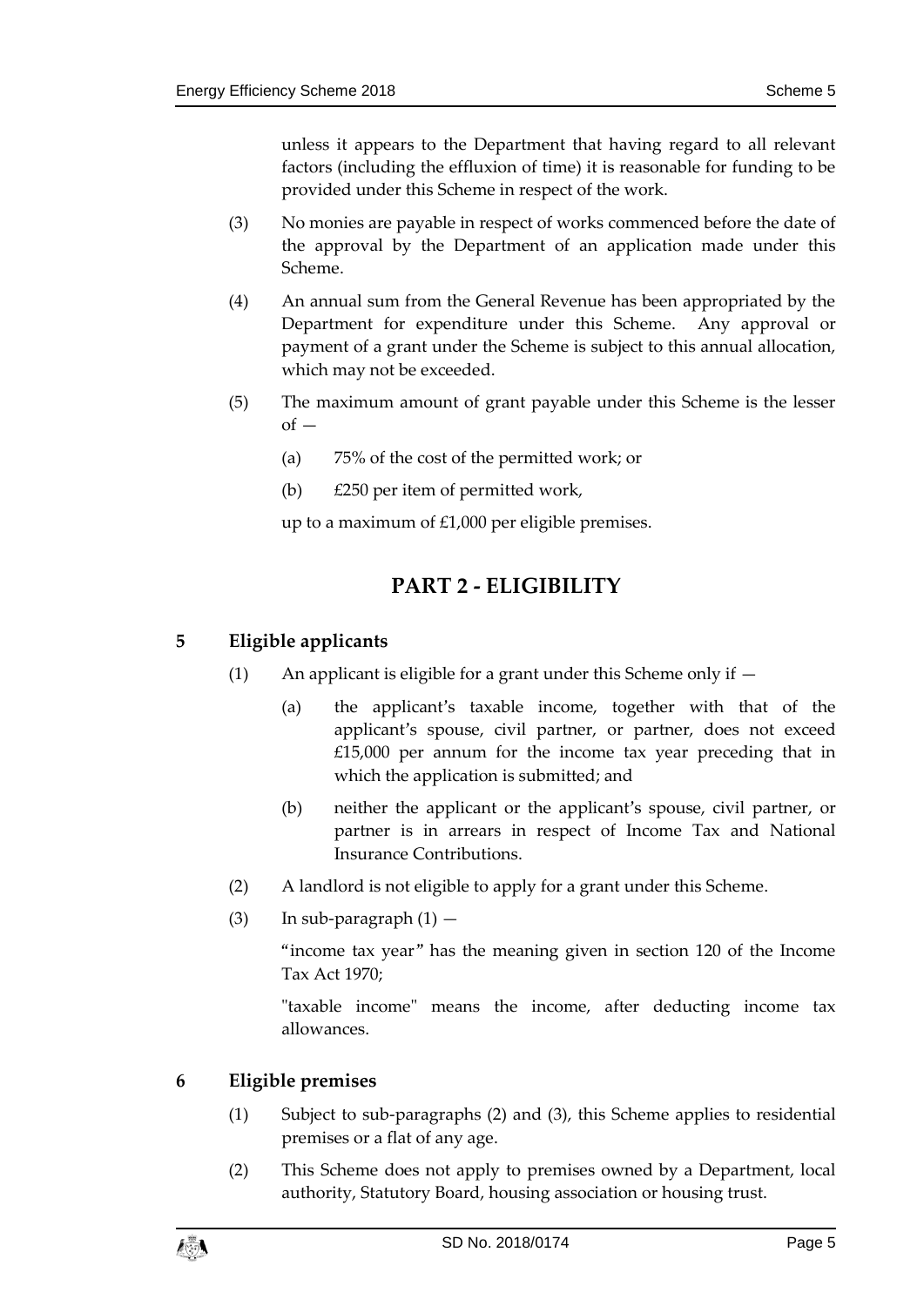unless it appears to the Department that having regard to all relevant factors (including the effluxion of time) it is reasonable for funding to be provided under this Scheme in respect of the work.

(3) No monies are payable in respect of works commenced before the date of the approval by the Department of an application made under this Scheme.

(4) An annual sum from the General Revenue has been appropriated by the Department for expenditure under this Scheme. Any approval or payment of a grant under the Scheme is subject to this annual allocation, which may not be exceeded.

(5) The maximum amount of grant payable under this Scheme is the lesser of —

(a) 75% of the cost of the permitted work; or

(b) £250 per item of permitted work,

up to a maximum of £1,000 per eligible premises.

## PART 2 - ELIGIBILITY

### 5 Eligible applicants

(1) An applicant is eligible for a grant under this Scheme only if —

(a) the applicant's taxable income, together with that of the applicant's spouse, civil partner, or partner, does not exceed £15,000 per annum for the income tax year preceding that in which the application is submitted; and

(b) neither the applicant or the applicant's spouse, civil partner, or partner is in arrears in respect of Income Tax and National Insurance Contributions.

(2) A landlord is not eligible to apply for a grant under this Scheme.

(3) In sub-paragraph (1) —

"income tax year" has the meaning given in section 120 of the Income Tax Act 1970;

"taxable income" means the income, after deducting income tax allowances.

### 6 Eligible premises

(1) Subject to sub-paragraphs (2) and (3), this Scheme applies to residential premises or a flat of any age.

(2) This Scheme does not apply to premises owned by a Department, local authority, Statutory Board, housing association or housing trust.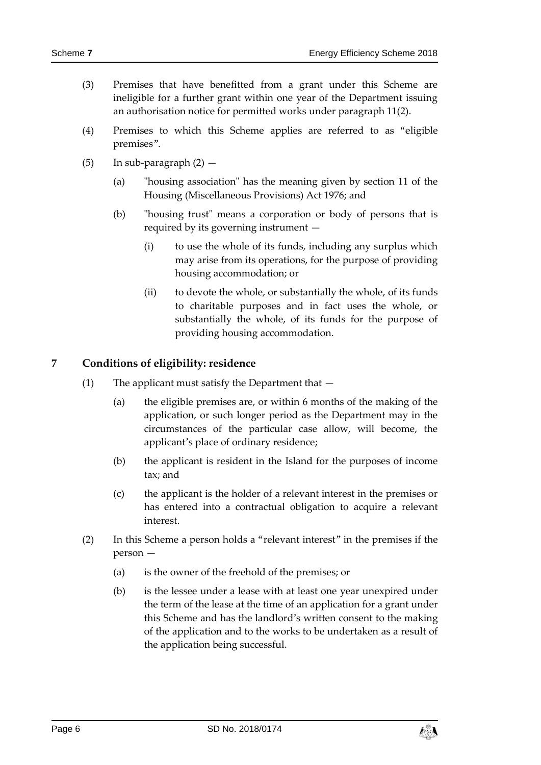(3) Premises that have benefitted from a grant under this Scheme are ineligible for a further grant within one year of the Department issuing an authorisation notice for permitted works under paragraph 11(2).

(4) Premises to which this Scheme applies are referred to as "eligible premises".

(5) In sub-paragraph (2) —

(a) "housing association" has the meaning given by section 11 of the Housing (Miscellaneous Provisions) Act 1976; and

(b) "housing trust" means a corporation or body of persons that is required by its governing instrument —

(i) to use the whole of its funds, including any surplus which may arise from its operations, for the purpose of providing housing accommodation; or

(ii) to devote the whole, or substantially the whole, of its funds to charitable purposes and in fact uses the whole, or substantially the whole, of its funds for the purpose of providing housing accommodation.

## 7 Conditions of eligibility: residence

(1) The applicant must satisfy the Department that —

(a) the eligible premises are, or within 6 months of the making of the application, or such longer period as the Department may in the circumstances of the particular case allow, will become, the applicant's place of ordinary residence;

(b) the applicant is resident in the Island for the purposes of income tax; and

(c) the applicant is the holder of a relevant interest in the premises or has entered into a contractual obligation to acquire a relevant interest.

(2) In this Scheme a person holds a "relevant interest" in the premises if the person —

(a) is the owner of the freehold of the premises; or

(b) is the lessee under a lease with at least one year unexpired under the term of the lease at the time of an application for a grant under this Scheme and has the landlord's written consent to the making of the application and to the works to be undertaken as a result of the application being successful.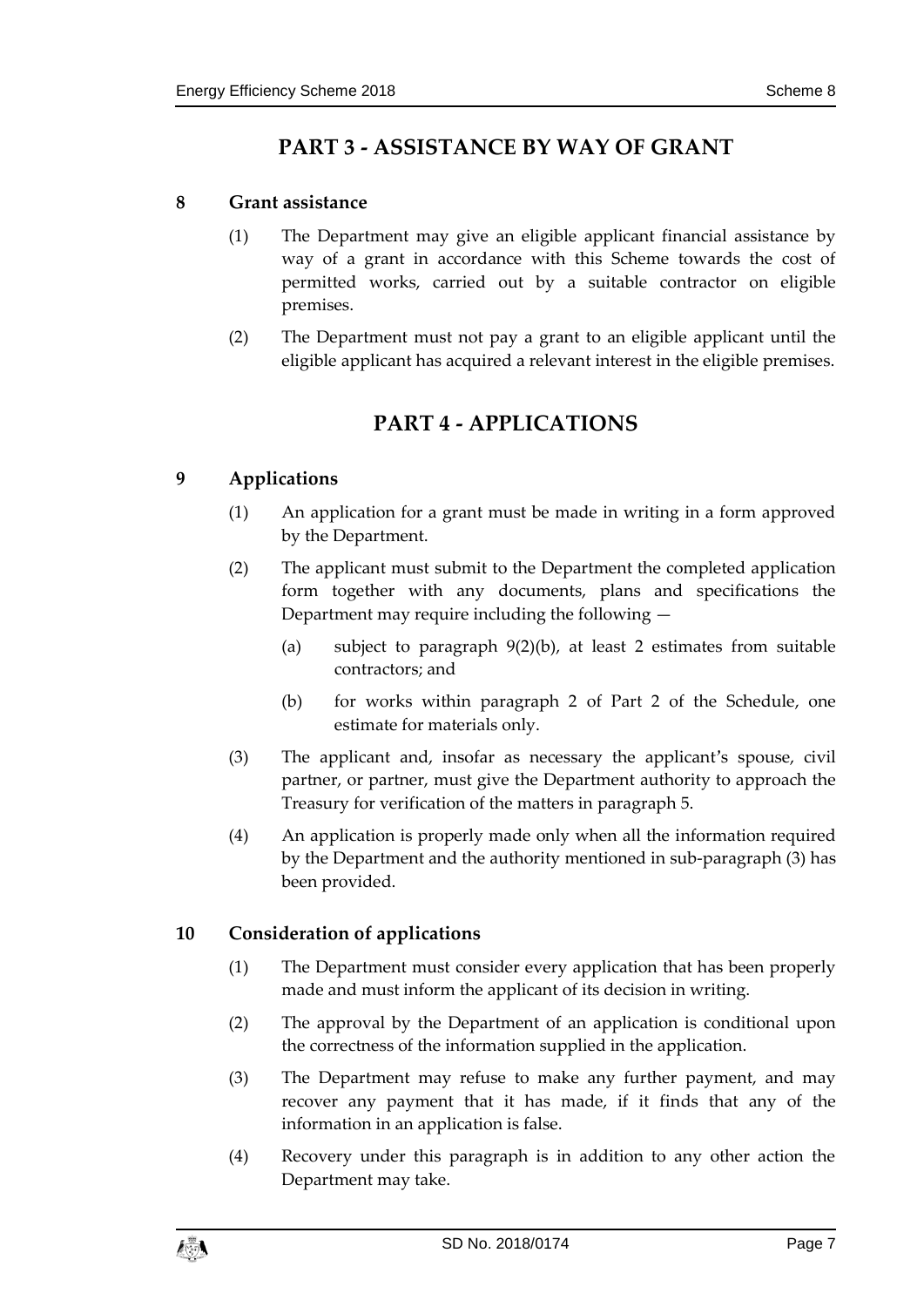# PART 3 - ASSISTANCE BY WAY OF GRANT

## 8 Grant assistance

(1) The Department may give an eligible applicant financial assistance by way of a grant in accordance with this Scheme towards the cost of permitted works, carried out by a suitable contractor on eligible premises.

(2) The Department must not pay a grant to an eligible applicant until the eligible applicant has acquired a relevant interest in the eligible premises.

# PART 4 - APPLICATIONS

## 9 Applications

(1) An application for a grant must be made in writing in a form approved by the Department.

(2) The applicant must submit to the Department the completed application form together with any documents, plans and specifications the Department may require including the following —

- (a) subject to paragraph 9(2)(b), at least 2 estimates from suitable contractors; and
- (b) for works within paragraph 2 of Part 2 of the Schedule, one estimate for materials only.

(3) The applicant and, insofar as necessary the applicant's spouse, civil partner, or partner, must give the Department authority to approach the Treasury for verification of the matters in paragraph 5.

(4) An application is properly made only when all the information required by the Department and the authority mentioned in sub-paragraph (3) has been provided.

## 10 Consideration of applications

(1) The Department must consider every application that has been properly made and must inform the applicant of its decision in writing.

(2) The approval by the Department of an application is conditional upon the correctness of the information supplied in the application.

(3) The Department may refuse to make any further payment, and may recover any payment that it has made, if it finds that any of the information in an application is false.

(4) Recovery under this paragraph is in addition to any other action the Department may take.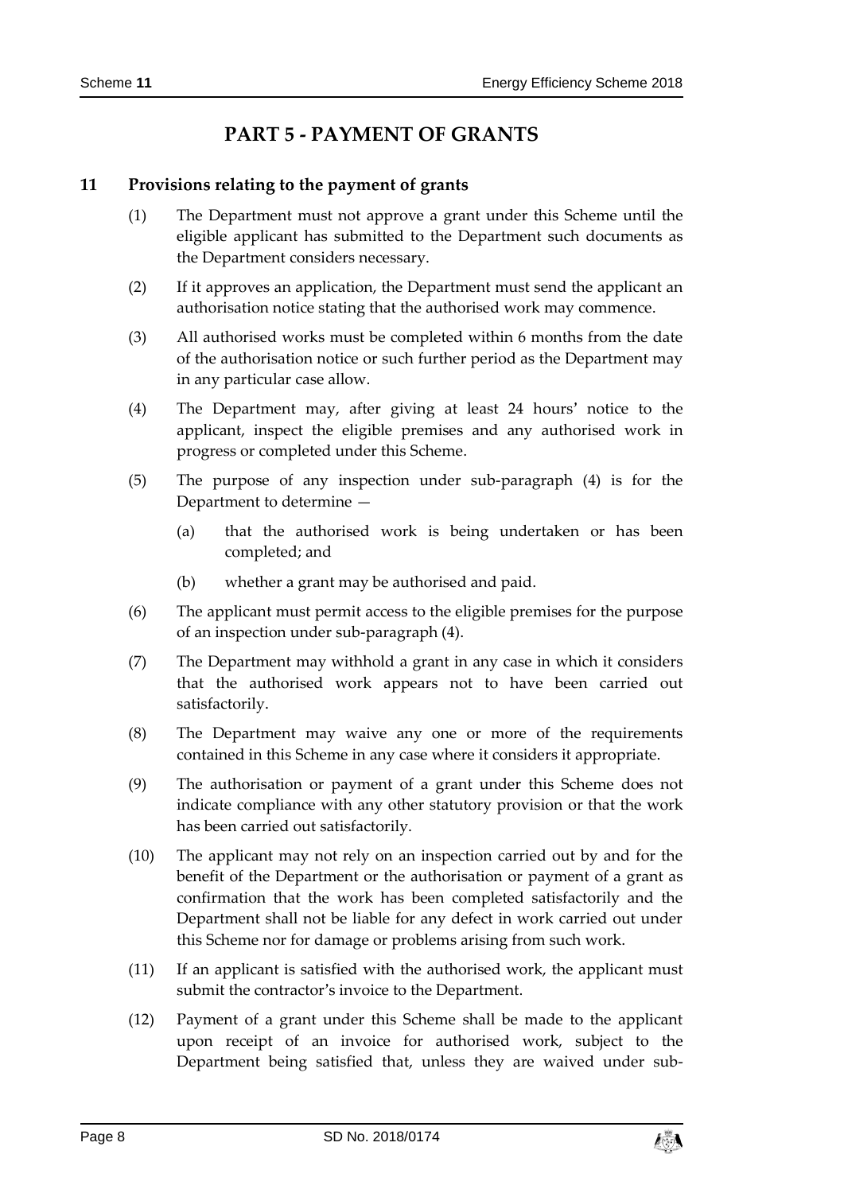# PART 5 - PAYMENT OF GRANTS

## 11 Provisions relating to the payment of grants

(1) The Department must not approve a grant under this Scheme until the eligible applicant has submitted to the Department such documents as the Department considers necessary.

(2) If it approves an application, the Department must send the applicant an authorisation notice stating that the authorised work may commence.

(3) All authorised works must be completed within 6 months from the date of the authorisation notice or such further period as the Department may in any particular case allow.

(4) The Department may, after giving at least 24 hours' notice to the applicant, inspect the eligible premises and any authorised work in progress or completed under this Scheme.

(5) The purpose of any inspection under sub-paragraph (4) is for the Department to determine —

(a) that the authorised work is being undertaken or has been completed; and

(b) whether a grant may be authorised and paid.

(6) The applicant must permit access to the eligible premises for the purpose of an inspection under sub-paragraph (4).

(7) The Department may withhold a grant in any case in which it considers that the authorised work appears not to have been carried out satisfactorily.

(8) The Department may waive any one or more of the requirements contained in this Scheme in any case where it considers it appropriate.

(9) The authorisation or payment of a grant under this Scheme does not indicate compliance with any other statutory provision or that the work has been carried out satisfactorily.

(10) The applicant may not rely on an inspection carried out by and for the benefit of the Department or the authorisation or payment of a grant as confirmation that the work has been completed satisfactorily and the Department shall not be liable for any defect in work carried out under this Scheme nor for damage or problems arising from such work.

(11) If an applicant is satisfied with the authorised work, the applicant must submit the contractor's invoice to the Department.

(12) Payment of a grant under this Scheme shall be made to the applicant upon receipt of an invoice for authorised work, subject to the Department being satisfied that, unless they are waived under sub-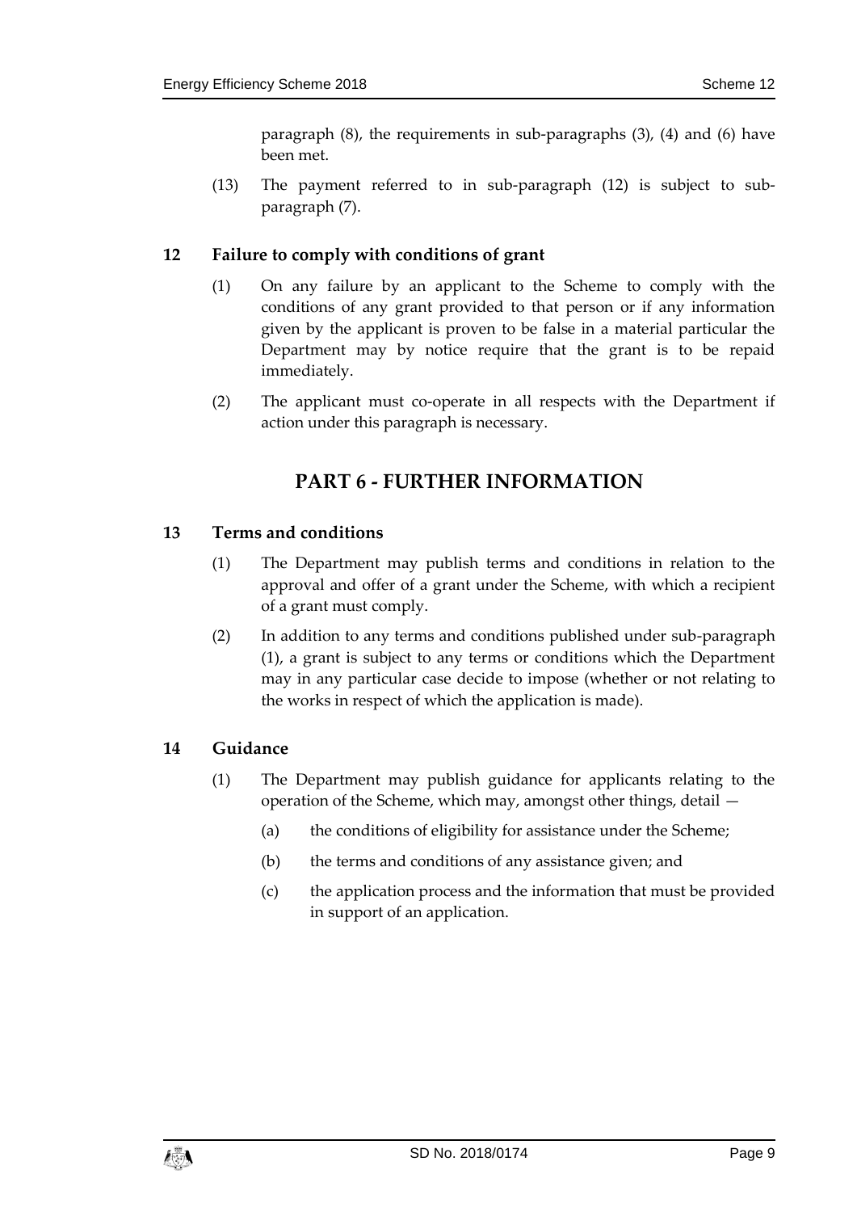paragraph (8), the requirements in sub-paragraphs (3), (4) and (6) have been met.

(13) The payment referred to in sub-paragraph (12) is subject to sub-paragraph (7).

### 12 Failure to comply with conditions of grant

(1) On any failure by an applicant to the Scheme to comply with the conditions of any grant provided to that person or if any information given by the applicant is proven to be false in a material particular the Department may by notice require that the grant is to be repaid immediately.

(2) The applicant must co-operate in all respects with the Department if action under this paragraph is necessary.

## PART 6 - FURTHER INFORMATION

### 13 Terms and conditions

(1) The Department may publish terms and conditions in relation to the approval and offer of a grant under the Scheme, with which a recipient of a grant must comply.

(2) In addition to any terms and conditions published under sub-paragraph (1), a grant is subject to any terms or conditions which the Department may in any particular case decide to impose (whether or not relating to the works in respect of which the application is made).

### 14 Guidance

(1) The Department may publish guidance for applicants relating to the operation of the Scheme, which may, amongst other things, detail —

(a) the conditions of eligibility for assistance under the Scheme;

(b) the terms and conditions of any assistance given; and

(c) the application process and the information that must be provided in support of an application.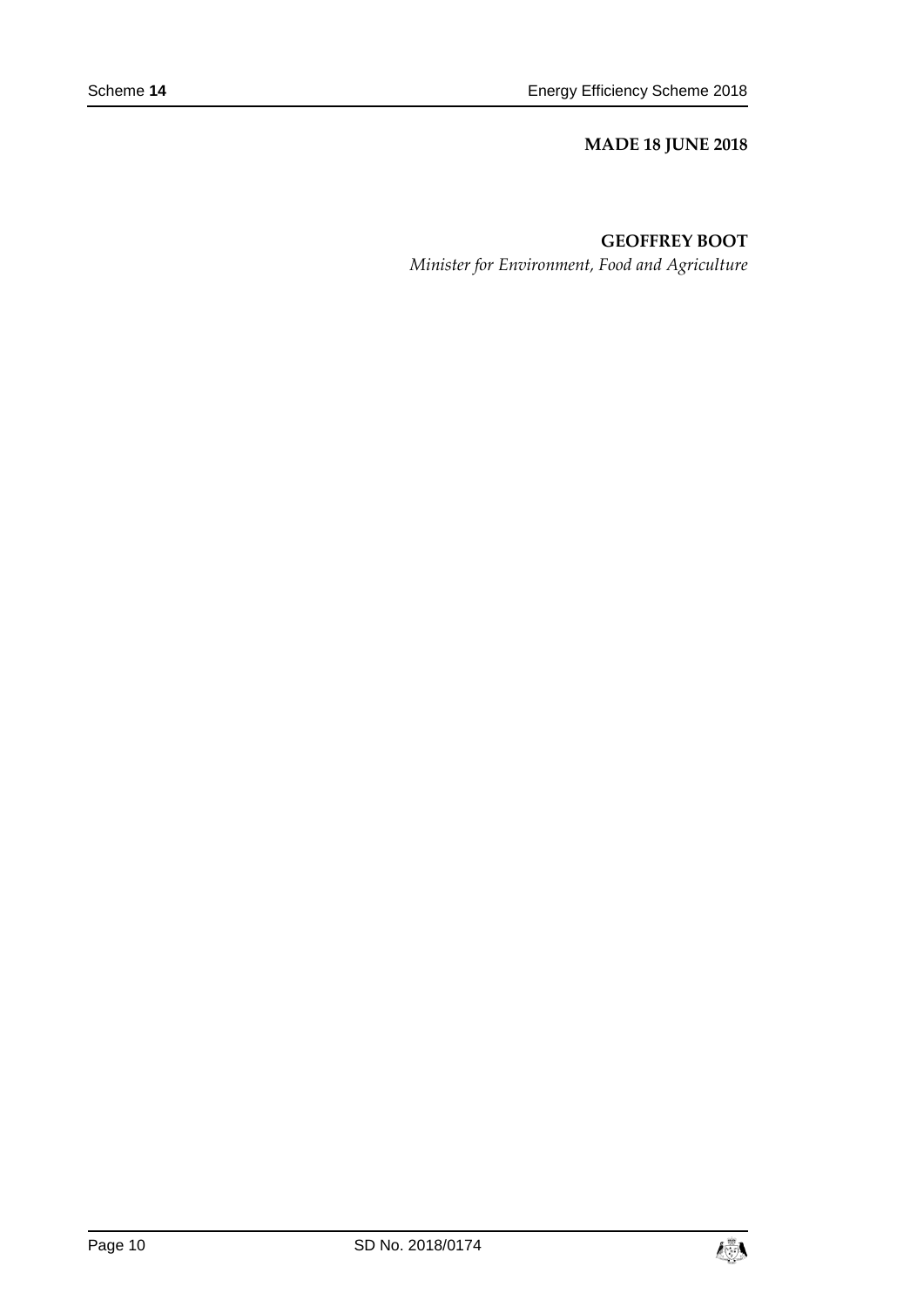**MADE 18 JUNE 2018**

**GEOFFREY BOOT**

*Minister for Environment, Food and Agriculture*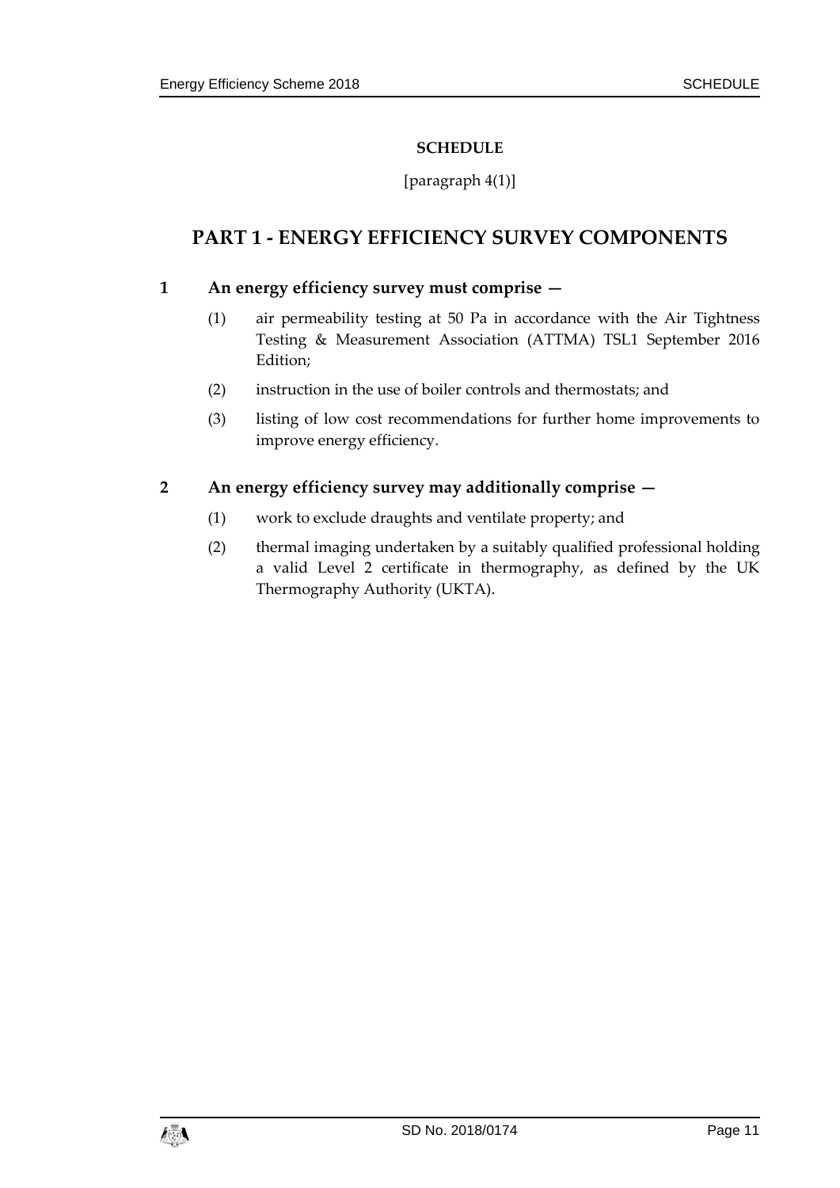**SCHEDULE**

[paragraph 4(1)]

# PART 1 - ENERGY EFFICIENCY SURVEY COMPONENTS

**1 An energy efficiency survey must comprise —**

(1) air permeability testing at 50 Pa in accordance with the Air Tightness Testing & Measurement Association (ATTMA) TSL1 September 2016 Edition;

(2) instruction in the use of boiler controls and thermostats; and

(3) listing of low cost recommendations for further home improvements to improve energy efficiency.

**2 An energy efficiency survey may additionally comprise —**

(1) work to exclude draughts and ventilate property; and

(2) thermal imaging undertaken by a suitably qualified professional holding a valid Level 2 certificate in thermography, as defined by the UK Thermography Authority (UKTA).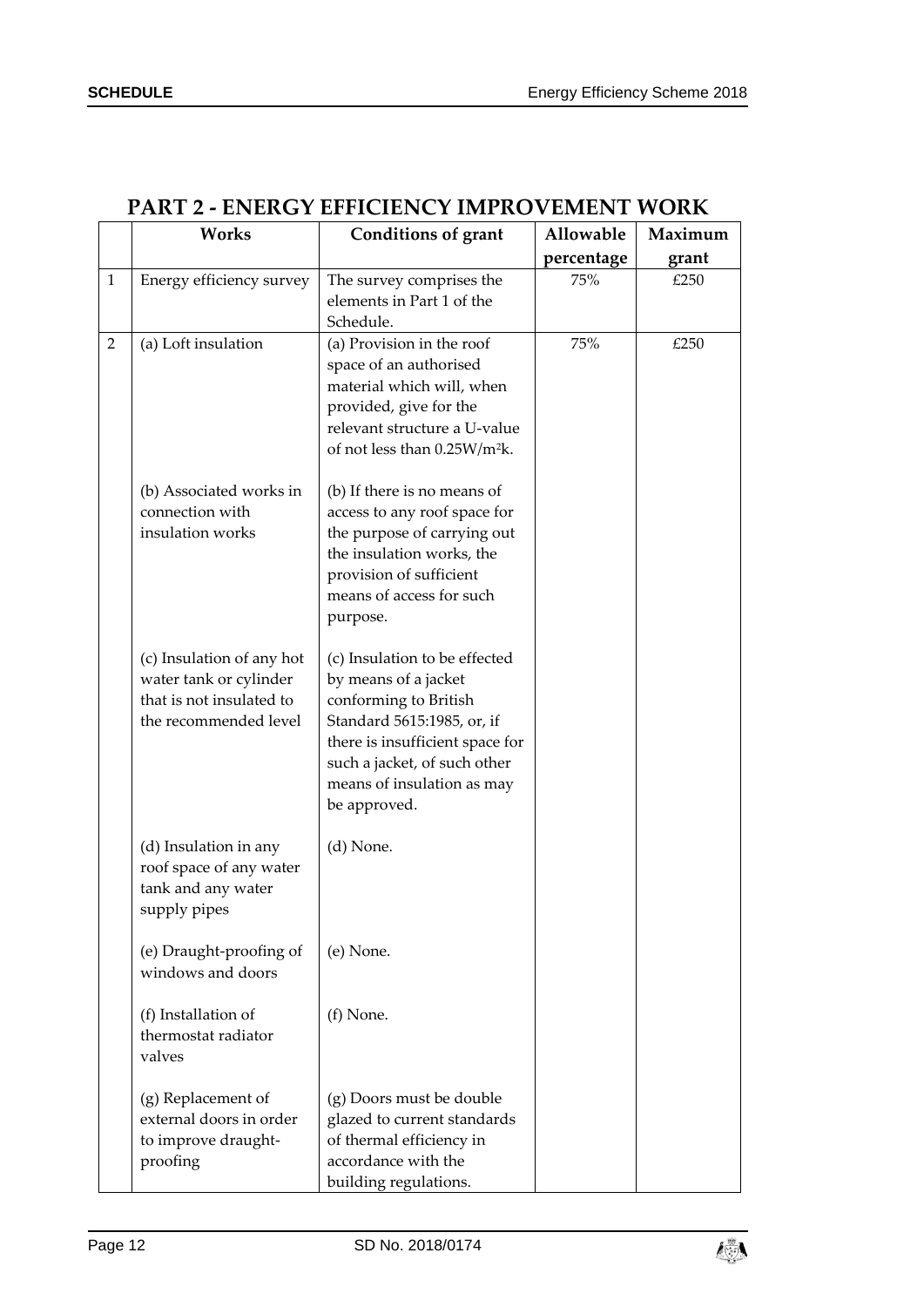## PART 2 - ENERGY EFFICIENCY IMPROVEMENT WORK

| | Works | Conditions of grant | Allowable percentage | Maximum grant |
|---|---|---|---|---|
| 1 | Energy efficiency survey | The survey comprises the elements in Part 1 of the Schedule. | 75% | £250 |
| 2 | (a) Loft insulation | (a) Provision in the roof space of an authorised material which will, when provided, give for the relevant structure a U-value of not less than $0.25W/m^2k$. | 75% | £250 |
| | (b) Associated works in connection with insulation works | (b) If there is no means of access to any roof space for the purpose of carrying out the insulation works, the provision of sufficient means of access for such purpose. | | |
| | (c) Insulation of any hot water tank or cylinder that is not insulated to the recommended level | (c) Insulation to be effected by means of a jacket conforming to British Standard 5615:1985, or, if there is insufficient space for such a jacket, of such other means of insulation as may be approved. | | |
| | (d) Insulation in any roof space of any water tank and any water supply pipes | (d) None. | | |
| | (e) Draught-proofing of windows and doors | (e) None. | | |
| | (f) Installation of thermostat radiator valves | (f) None. | | |
| | (g) Replacement of external doors in order to improve draught-proofing | (g) Doors must be double glazed to current standards of thermal efficiency in accordance with the building regulations. | | |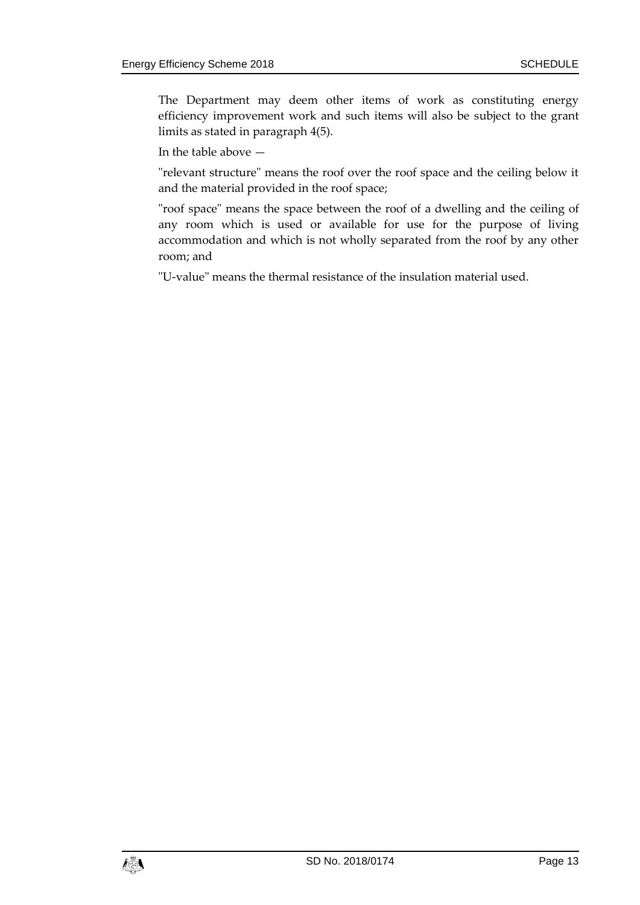The Department may deem other items of work as constituting energy efficiency improvement work and such items will also be subject to the grant limits as stated in paragraph 4(5).

In the table above —

"relevant structure" means the roof over the roof space and the ceiling below it and the material provided in the roof space;

"roof space" means the space between the roof of a dwelling and the ceiling of any room which is used or available for use for the purpose of living accommodation and which is not wholly separated from the roof by any other room; and

"U-value" means the thermal resistance of the insulation material used.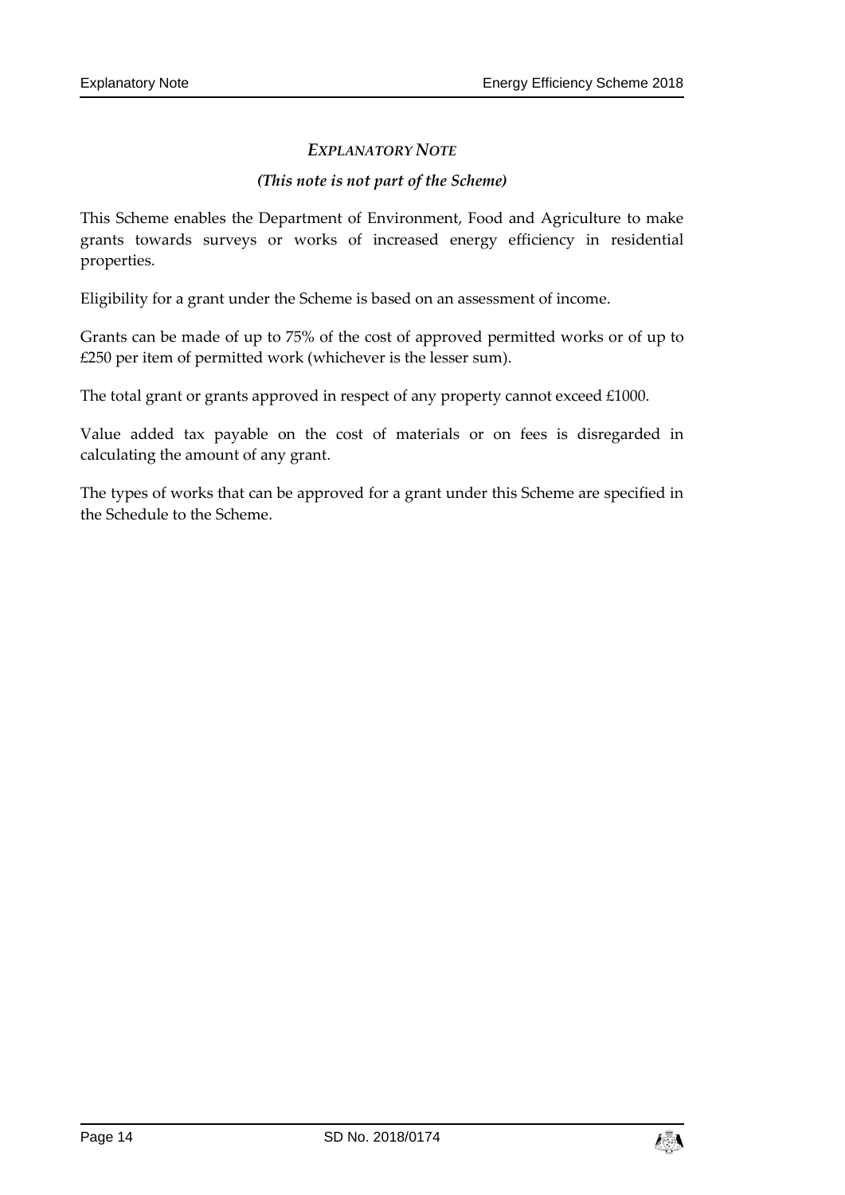## *EXPLANATORY NOTE*

***(This note is not part of the Scheme)***

This Scheme enables the Department of Environment, Food and Agriculture to make grants towards surveys or works of increased energy efficiency in residential properties.

Eligibility for a grant under the Scheme is based on an assessment of income.

Grants can be made of up to 75% of the cost of approved permitted works or of up to £250 per item of permitted work (whichever is the lesser sum).

The total grant or grants approved in respect of any property cannot exceed £1000.

Value added tax payable on the cost of materials or on fees is disregarded in calculating the amount of any grant.

The types of works that can be approved for a grant under this Scheme are specified in the Schedule to the Scheme.